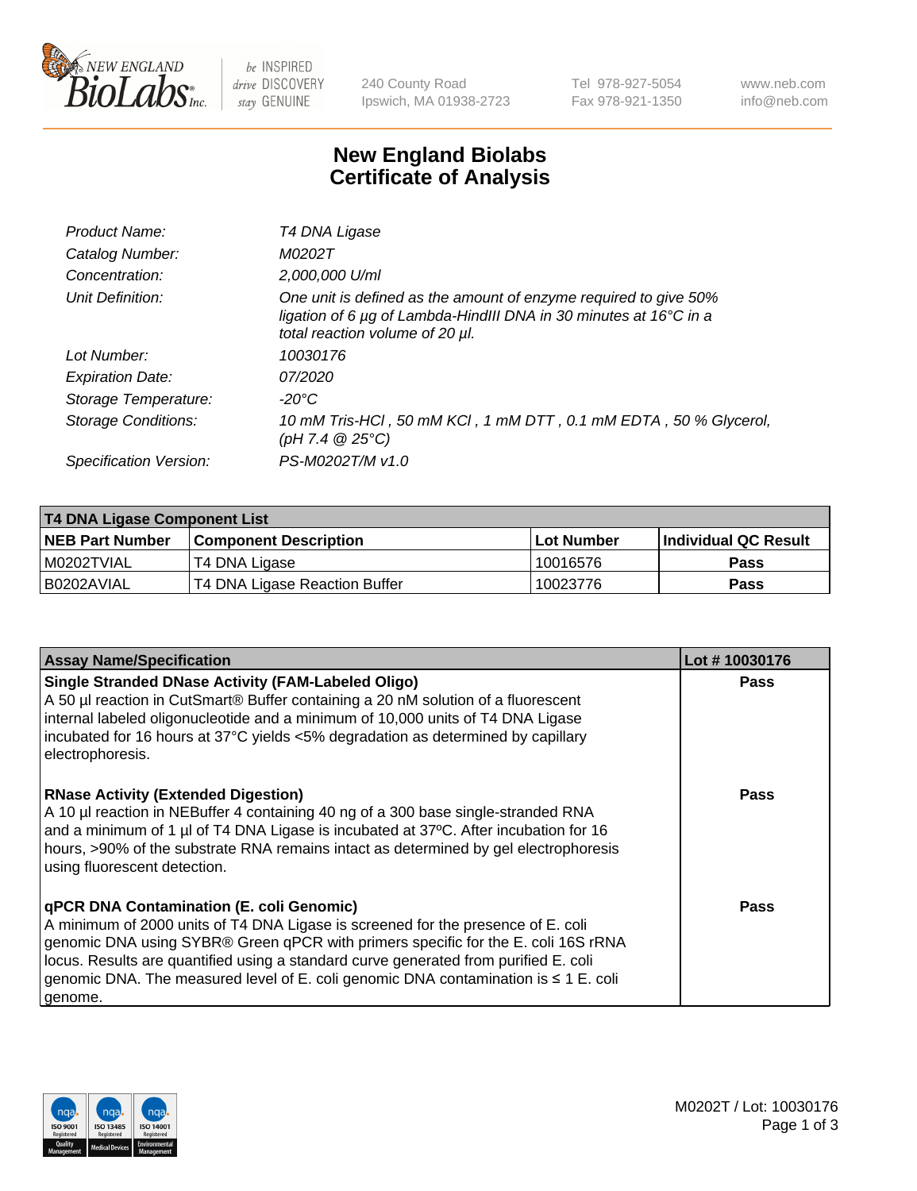New England BioLabs Inc. — be INSPIRED drive DISCOVERY stay GENUINE

240 County Road
Ipswich, MA 01938-2723

Tel 978-927-5054
Fax 978-921-1350

www.neb.com
info@neb.com

# New England Biolabs Certificate of Analysis

| | |
|---|---|
| *Product Name:* | *T4 DNA Ligase* |
| *Catalog Number:* | *M0202T* |
| *Concentration:* | *2,000,000 U/ml* |
| *Unit Definition:* | *One unit is defined as the amount of enzyme required to give 50% ligation of 6 µg of Lambda-HindIII DNA in 30 minutes at 16°C in a total reaction volume of 20 µl.* |
| *Lot Number:* | *10030176* |
| *Expiration Date:* | *07/2020* |
| *Storage Temperature:* | *-20°C* |
| *Storage Conditions:* | *10 mM Tris-HCl , 50 mM KCl , 1 mM DTT , 0.1 mM EDTA , 50 % Glycerol, (pH 7.4 @ 25°C)* |
| *Specification Version:* | *PS-M0202T/M v1.0* |

| T4 DNA Ligase Component List | | | |
|---|---|---|---|
| **NEB Part Number** | **Component Description** | **Lot Number** | **Individual QC Result** |
| M0202TVIAL | T4 DNA Ligase | 10016576 | **Pass** |
| B0202AVIAL | T4 DNA Ligase Reaction Buffer | 10023776 | **Pass** |

| Assay Name/Specification | Lot # 10030176 |
|---|---|
| **Single Stranded DNase Activity (FAM-Labeled Oligo)** A 50 µl reaction in CutSmart® Buffer containing a 20 nM solution of a fluorescent internal labeled oligonucleotide and a minimum of 10,000 units of T4 DNA Ligase incubated for 16 hours at 37°C yields <5% degradation as determined by capillary electrophoresis. | **Pass** |
| **RNase Activity (Extended Digestion)** A 10 µl reaction in NEBuffer 4 containing 40 ng of a 300 base single-stranded RNA and a minimum of 1 µl of T4 DNA Ligase is incubated at 37ºC. After incubation for 16 hours, >90% of the substrate RNA remains intact as determined by gel electrophoresis using fluorescent detection. | **Pass** |
| **qPCR DNA Contamination (E. coli Genomic)** A minimum of 2000 units of T4 DNA Ligase is screened for the presence of E. coli genomic DNA using SYBR® Green qPCR with primers specific for the E. coli 16S rRNA locus. Results are quantified using a standard curve generated from purified E. coli genomic DNA. The measured level of E. coli genomic DNA contamination is ≤ 1 E. coli genome. | **Pass** |

ISO 9001 Registered Quality Management · ISO 13485 Registered Medical Devices · ISO 14001 Registered Environmental Management

M0202T / Lot: 10030176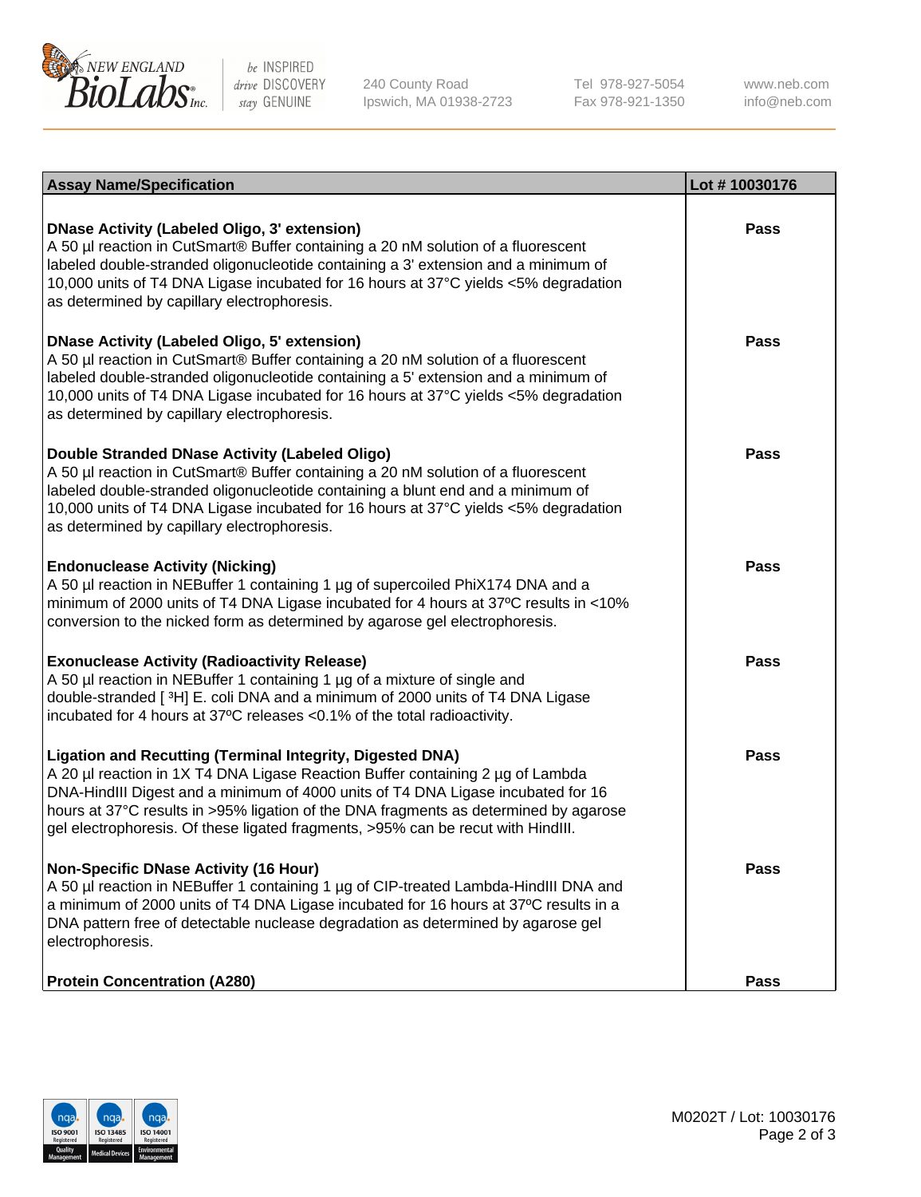| Assay Name/Specification | Lot # 10030176 |
| --- | --- |
| **DNase Activity (Labeled Oligo, 3' extension)**<br>A 50 µl reaction in CutSmart® Buffer containing a 20 nM solution of a fluorescent labeled double-stranded oligonucleotide containing a 3' extension and a minimum of 10,000 units of T4 DNA Ligase incubated for 16 hours at 37°C yields <5% degradation as determined by capillary electrophoresis. | Pass |
| **DNase Activity (Labeled Oligo, 5' extension)**<br>A 50 µl reaction in CutSmart® Buffer containing a 20 nM solution of a fluorescent labeled double-stranded oligonucleotide containing a 5' extension and a minimum of 10,000 units of T4 DNA Ligase incubated for 16 hours at 37°C yields <5% degradation as determined by capillary electrophoresis. | Pass |
| **Double Stranded DNase Activity (Labeled Oligo)**<br>A 50 µl reaction in CutSmart® Buffer containing a 20 nM solution of a fluorescent labeled double-stranded oligonucleotide containing a blunt end and a minimum of 10,000 units of T4 DNA Ligase incubated for 16 hours at 37°C yields <5% degradation as determined by capillary electrophoresis. | Pass |
| **Endonuclease Activity (Nicking)**<br>A 50 µl reaction in NEBuffer 1 containing 1 µg of supercoiled PhiX174 DNA and a minimum of 2000 units of T4 DNA Ligase incubated for 4 hours at 37ºC results in <10% conversion to the nicked form as determined by agarose gel electrophoresis. | Pass |
| **Exonuclease Activity (Radioactivity Release)**<br>A 50 µl reaction in NEBuffer 1 containing 1 µg of a mixture of single and double-stranded [ $^3$H] E. coli DNA and a minimum of 2000 units of T4 DNA Ligase incubated for 4 hours at 37ºC releases <0.1% of the total radioactivity. | Pass |
| **Ligation and Recutting (Terminal Integrity, Digested DNA)**<br>A 20 µl reaction in 1X T4 DNA Ligase Reaction Buffer containing 2 µg of Lambda DNA-HindIII Digest and a minimum of 4000 units of T4 DNA Ligase incubated for 16 hours at 37°C results in >95% ligation of the DNA fragments as determined by agarose gel electrophoresis. Of these ligated fragments, >95% can be recut with HindIII. | Pass |
| **Non-Specific DNase Activity (16 Hour)**<br>A 50 µl reaction in NEBuffer 1 containing 1 µg of CIP-treated Lambda-HindIII DNA and a minimum of 2000 units of T4 DNA Ligase incubated for 16 hours at 37ºC results in a DNA pattern free of detectable nuclease degradation as determined by agarose gel electrophoresis. | Pass |
| **Protein Concentration (A280)** | Pass |

M0202T / Lot: 10030176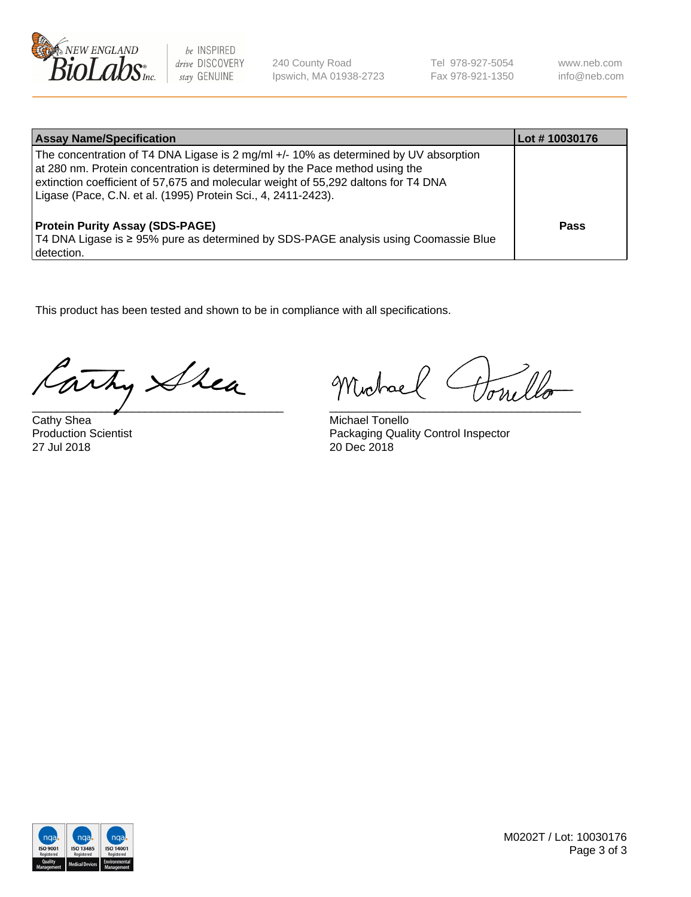| Assay Name/Specification | Lot # 10030176 |
|---|---|
| The concentration of T4 DNA Ligase is 2 mg/ml +/- 10% as determined by UV absorption at 280 nm. Protein concentration is determined by the Pace method using the extinction coefficient of 57,675 and molecular weight of 55,292 daltons for T4 DNA Ligase (Pace, C.N. et al. (1995) Protein Sci., 4, 2411-2423). | |
| **Protein Purity Assay (SDS-PAGE)** T4 DNA Ligase is ≥ 95% pure as determined by SDS-PAGE analysis using Coomassie Blue detection. | **Pass** |

This product has been tested and shown to be in compliance with all specifications.

Cathy Shea
Production Scientist
27 Jul 2018

Michael Tonello
Packaging Quality Control Inspector
20 Dec 2018

M0202T / Lot: 10030176